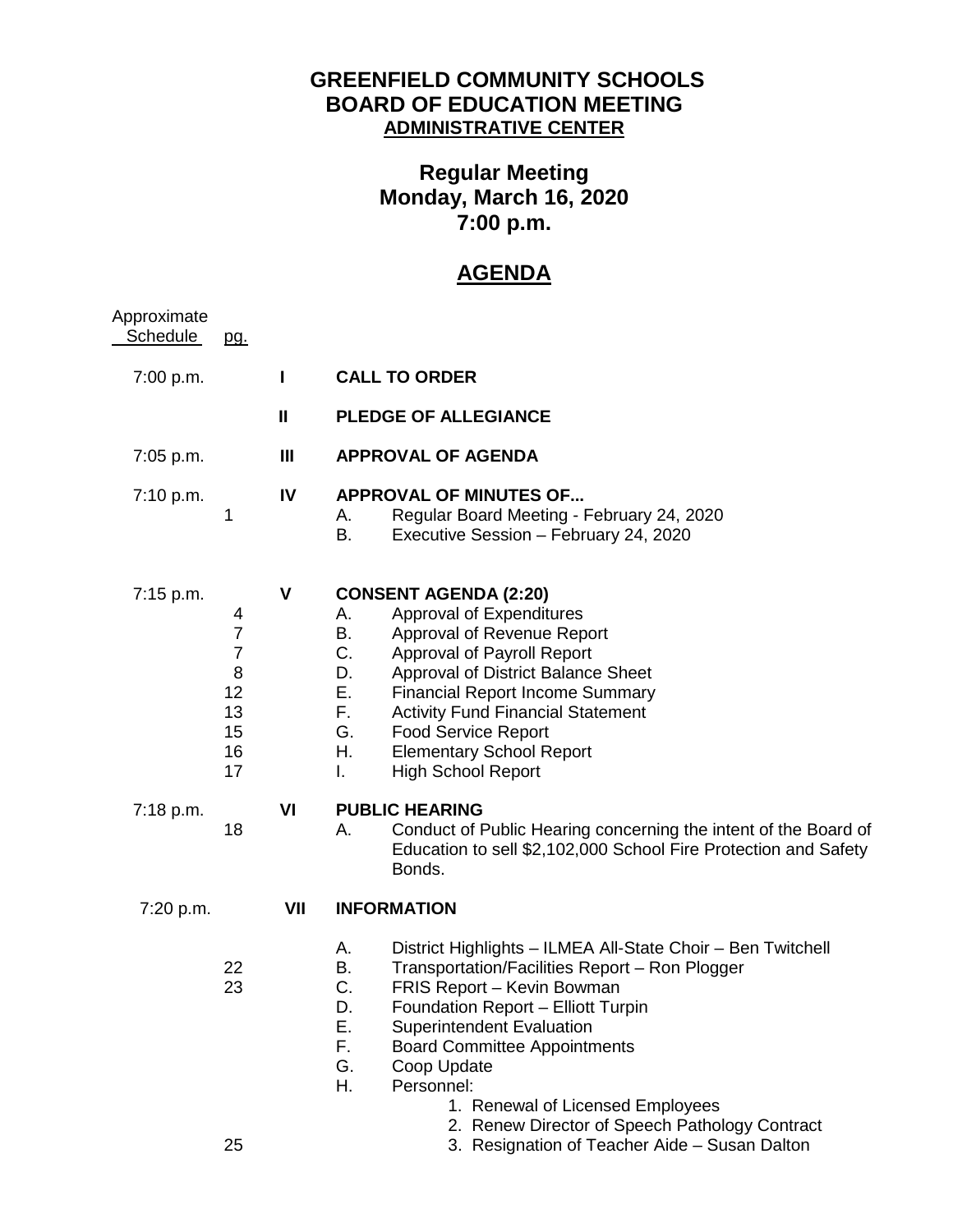# GREENFIELD COMMUNITY SCHOOLS
# BOARD OF EDUCATION MEETING
## ADMINISTRATIVE CENTER

## Regular Meeting
## Monday, March 16, 2020
## 7:00 p.m.

## AGENDA

| Approximate Schedule | pg. | | |
|---|---|---|---|
| 7:00 p.m. | | **I** | **CALL TO ORDER** |
| | | **II** | **PLEDGE OF ALLEGIANCE** |
| 7:05 p.m. | | **III** | **APPROVAL OF AGENDA** |
| 7:10 p.m. | | **IV** | **APPROVAL OF MINUTES OF...** |
| | 1 | | A. Regular Board Meeting - February 24, 2020 |
| | | | B. Executive Session – February 24, 2020 |
| 7:15 p.m. | | **V** | **CONSENT AGENDA (2:20)** |
| | 4 | | A. Approval of Expenditures |
| | 7 | | B. Approval of Revenue Report |
| | 7 | | C. Approval of Payroll Report |
| | 8 | | D. Approval of District Balance Sheet |
| | 12 | | E. Financial Report Income Summary |
| | 13 | | F. Activity Fund Financial Statement |
| | 15 | | G. Food Service Report |
| | 16 | | H. Elementary School Report |
| | 17 | | I. High School Report |
| 7:18 p.m. | | **VI** | **PUBLIC HEARING** |
| | 18 | | A. Conduct of Public Hearing concerning the intent of the Board of Education to sell $2,102,000 School Fire Protection and Safety Bonds. |
| 7:20 p.m. | | **VII** | **INFORMATION** |
| | | | A. District Highlights – ILMEA All-State Choir – Ben Twitchell |
| | 22 | | B. Transportation/Facilities Report – Ron Plogger |
| | 23 | | C. FRIS Report – Kevin Bowman |
| | | | D. Foundation Report – Elliott Turpin |
| | | | E. Superintendent Evaluation |
| | | | F. Board Committee Appointments |
| | | | G. Coop Update |
| | | | H. Personnel: |
| | | | 1. Renewal of Licensed Employees |
| | | | 2. Renew Director of Speech Pathology Contract |
| | 25 | | 3. Resignation of Teacher Aide – Susan Dalton |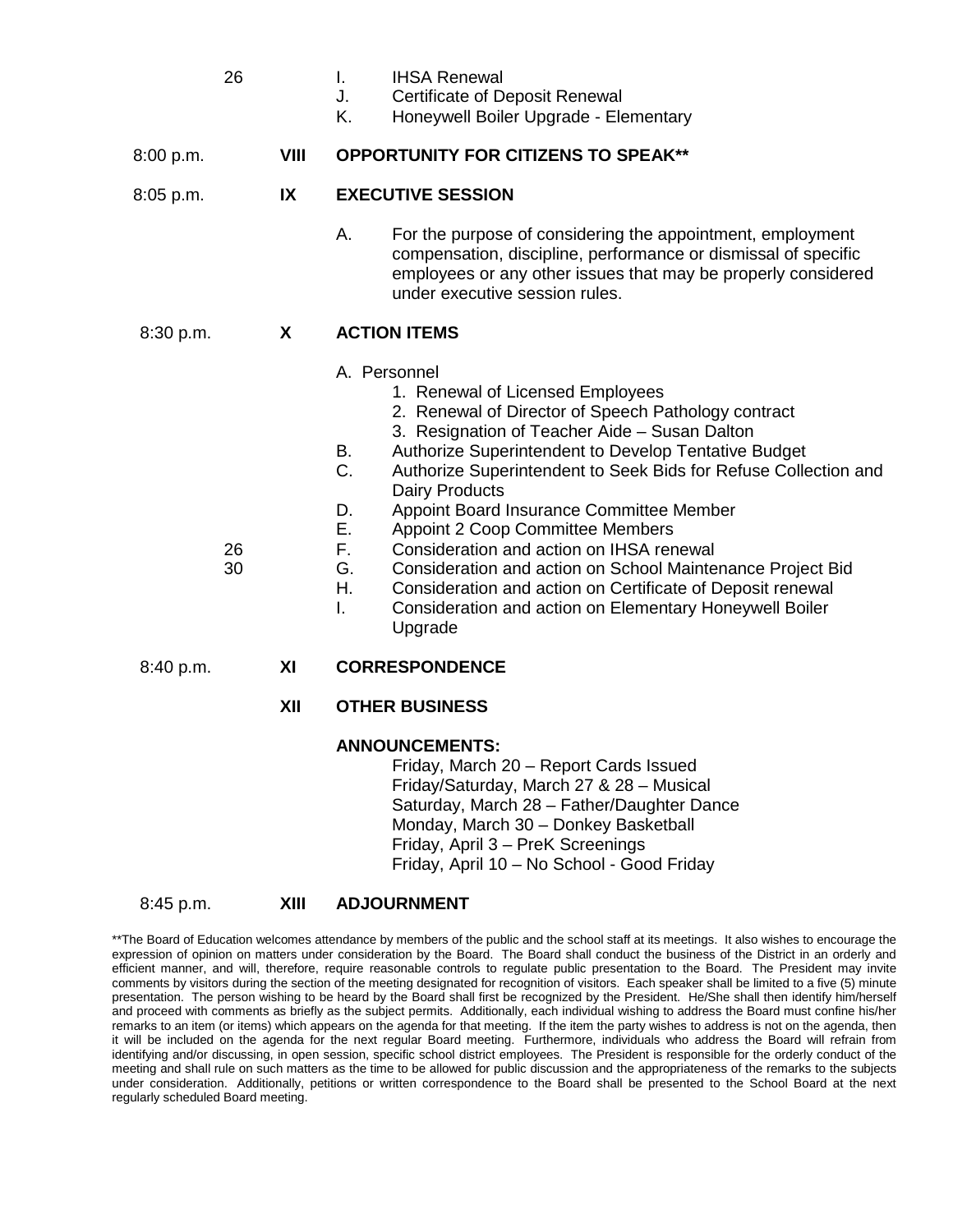| | | | |
|---|---|---|---|
| 26 | | I. | IHSA Renewal |
| | | J. | Certificate of Deposit Renewal |
| | | K. | Honeywell Boiler Upgrade - Elementary |

8:00 p.m. **VIII OPPORTUNITY FOR CITIZENS TO SPEAK****

8:05 p.m. **IX EXECUTIVE SESSION**

A. For the purpose of considering the appointment, employment compensation, discipline, performance or dismissal of specific employees or any other issues that may be properly considered under executive session rules.

8:30 p.m. **X ACTION ITEMS**

A. Personnel
   1. Renewal of Licensed Employees
   2. Renewal of Director of Speech Pathology contract
   3. Resignation of Teacher Aide – Susan Dalton

B. Authorize Superintendent to Develop Tentative Budget
C. Authorize Superintendent to Seek Bids for Refuse Collection and Dairy Products
D. Appoint Board Insurance Committee Member
E. Appoint 2 Coop Committee Members
26 F. Consideration and action on IHSA renewal
30 G. Consideration and action on School Maintenance Project Bid
H. Consideration and action on Certificate of Deposit renewal
I. Consideration and action on Elementary Honeywell Boiler Upgrade

8:40 p.m. **XI CORRESPONDENCE**

**XII OTHER BUSINESS**

**ANNOUNCEMENTS:**

Friday, March 20 – Report Cards Issued
Friday/Saturday, March 27 & 28 – Musical
Saturday, March 28 – Father/Daughter Dance
Monday, March 30 – Donkey Basketball
Friday, April 3 – PreK Screenings
Friday, April 10 – No School - Good Friday

8:45 p.m. **XIII ADJOURNMENT**

**The Board of Education welcomes attendance by members of the public and the school staff at its meetings. It also wishes to encourage the expression of opinion on matters under consideration by the Board. The Board shall conduct the business of the District in an orderly and efficient manner, and will, therefore, require reasonable controls to regulate public presentation to the Board. The President may invite comments by visitors during the section of the meeting designated for recognition of visitors. Each speaker shall be limited to a five (5) minute presentation. The person wishing to be heard by the Board shall first be recognized by the President. He/She shall then identify him/herself and proceed with comments as briefly as the subject permits. Additionally, each individual wishing to address the Board must confine his/her remarks to an item (or items) which appears on the agenda for that meeting. If the item the party wishes to address is not on the agenda, then it will be included on the agenda for the next regular Board meeting. Furthermore, individuals who address the Board will refrain from identifying and/or discussing, in open session, specific school district employees. The President is responsible for the orderly conduct of the meeting and shall rule on such matters as the time to be allowed for public discussion and the appropriateness of the remarks to the subjects under consideration. Additionally, petitions or written correspondence to the Board shall be presented to the School Board at the next regularly scheduled Board meeting.